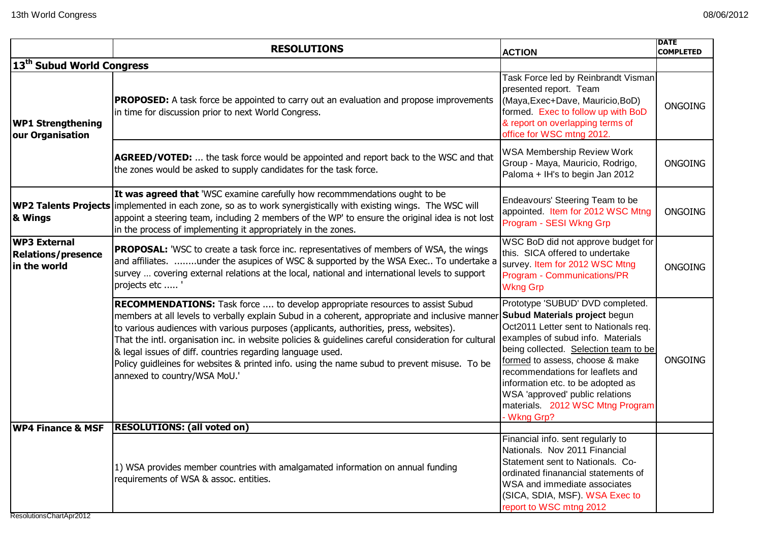| | RESOLUTIONS | ACTION | DATE COMPLETED |
|---|---|---|---|
| **13th Subud World Congress** | | | |
| **WP1 Strengthening our Organisation** | **PROPOSED:** A task force be appointed to carry out an evaluation and propose improvements in time for discussion prior to next World Congress. | Task Force led by Reinbrandt Visman presented report. Team (Maya,Exec+Dave, Mauricio,BoD) formed. Exec to follow up with BoD & report on overlapping terms of office for WSC mtng 2012. | ONGOING |
| | **AGREED/VOTED:** ... the task force would be appointed and report back to the WSC and that the zones would be asked to supply candidates for the task force. | WSA Membership Review Work Group - Maya, Mauricio, Rodrigo, Paloma + IH's to begin Jan 2012 | ONGOING |
| **WP2 Talents Projects & Wings** | **It was agreed that** 'WSC examine carefully how recommmendations ought to be implemented in each zone, so as to work synergistically with existing wings. The WSC will appoint a steering team, including 2 members of the WP' to ensure the original idea is not lost in the process of implementing it appropriately in the zones. | Endeavours' Steering Team to be appointed. Item for 2012 WSC Mtng Program - SESI Wkng Grp | ONGOING |
| **WP3 External Relations/presence in the world** | **PROPOSAL:** 'WSC to create a task force inc. representatives of members of WSA, the wings and affiliates. ........under the asupices of WSC & supported by the WSA Exec.. To undertake a survey … covering external relations at the local, national and international levels to support projects etc ..... ' | WSC BoD did not approve budget for this. SICA offered to undertake survey. Item for 2012 WSC Mtng Program - Communications/PR Wkng Grp | ONGOING |
| | **RECOMMENDATIONS:** Task force .... to develop appropriate resources to assist Subud members at all levels to verbally explain Subud in a coherent, appropriate and inclusive manner to various audiences with various purposes (applicants, authorities, press, websites). That the intl. organisation inc. in website policies & guidelines careful consideration for cultural & legal issues of diff. countries regarding language used. Policy guidleines for websites & printed info. using the name subud to prevent misuse. To be annexed to country/WSA MoU.' | Prototype 'SUBUD' DVD completed. **Subud Materials project** begun Oct2011 Letter sent to Nationals req. examples of subud info. Materials being collected. Selection team to be formed to assess, choose & make recommendations for leaflets and information etc. to be adopted as WSA 'approved' public relations materials. 2012 WSC Mtng Program - Wkng Grp? | ONGOING |
| **WP4 Finance & MSF** | **RESOLUTIONS: (all voted on)** | | |
| | 1) WSA provides member countries with amalgamated information on annual funding requirements of WSA & assoc. entities. | Financial info. sent regularly to Nationals. Nov 2011 Financial Statement sent to Nationals. Co-ordinated finanancial statements of WSA and immediate associates (SICA, SDIA, MSF). WSA Exec to report to WSC mtng 2012 | |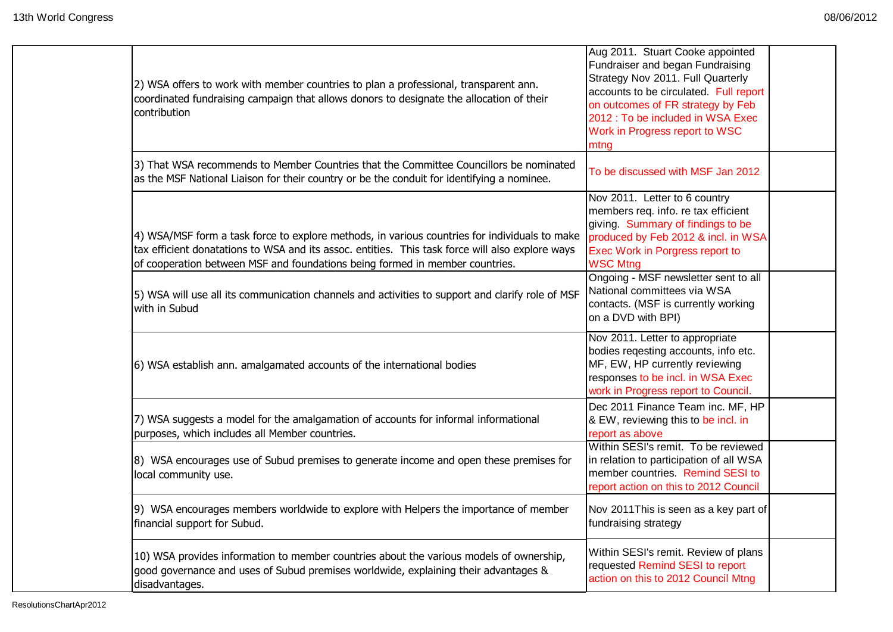| | | | |
|---|---|---|---|
| | 2) WSA offers to work with member countries to plan a professional, transparent ann. coordinated fundraising campaign that allows donors to designate the allocation of their contribution | Aug 2011. Stuart Cooke appointed Fundraiser and began Fundraising Strategy Nov 2011. Full Quarterly accounts to be circulated. Full report on outcomes of FR strategy by Feb 2012 : To be included in WSA Exec Work in Progress report to WSC mtng | |
| | 3) That WSA recommends to Member Countries that the Committee Councillors be nominated as the MSF National Liaison for their country or be the conduit for identifying a nominee. | To be discussed with MSF Jan 2012 | |
| | 4) WSA/MSF form a task force to explore methods, in various countries for individuals to make tax efficient donatations to WSA and its assoc. entities. This task force will also explore ways of cooperation between MSF and foundations being formed in member countries. | Nov 2011. Letter to 6 country members req. info. re tax efficient giving. Summary of findings to be produced by Feb 2012 & incl. in WSA Exec Work in Porgress report to WSC Mtng | |
| | 5) WSA will use all its communication channels and activities to support and clarify role of MSF with in Subud | Ongoing - MSF newsletter sent to all National committees via WSA contacts. (MSF is currently working on a DVD with BPI) | |
| | 6) WSA establish ann. amalgamated accounts of the international bodies | Nov 2011. Letter to appropriate bodies reqesting accounts, info etc. MF, EW, HP currently reviewing responses to be incl. in WSA Exec work in Progress report to Council. | |
| | 7) WSA suggests a model for the amalgamation of accounts for informal informational purposes, which includes all Member countries. | Dec 2011 Finance Team inc. MF, HP & EW, reviewing this to be incl. in report as above | |
| | 8) WSA encourages use of Subud premises to generate income and open these premises for local community use. | Within SESI's remit. To be reviewed in relation to participation of all WSA member countries. Remind SESI to report action on this to 2012 Council | |
| | 9) WSA encourages members worldwide to explore with Helpers the importance of member financial support for Subud. | Nov 2011This is seen as a key part of fundraising strategy | |
| | 10) WSA provides information to member countries about the various models of ownership, good governance and uses of Subud premises worldwide, explaining their advantages & disadvantages. | Within SESI's remit. Review of plans requested Remind SESI to report action on this to 2012 Council Mtng | |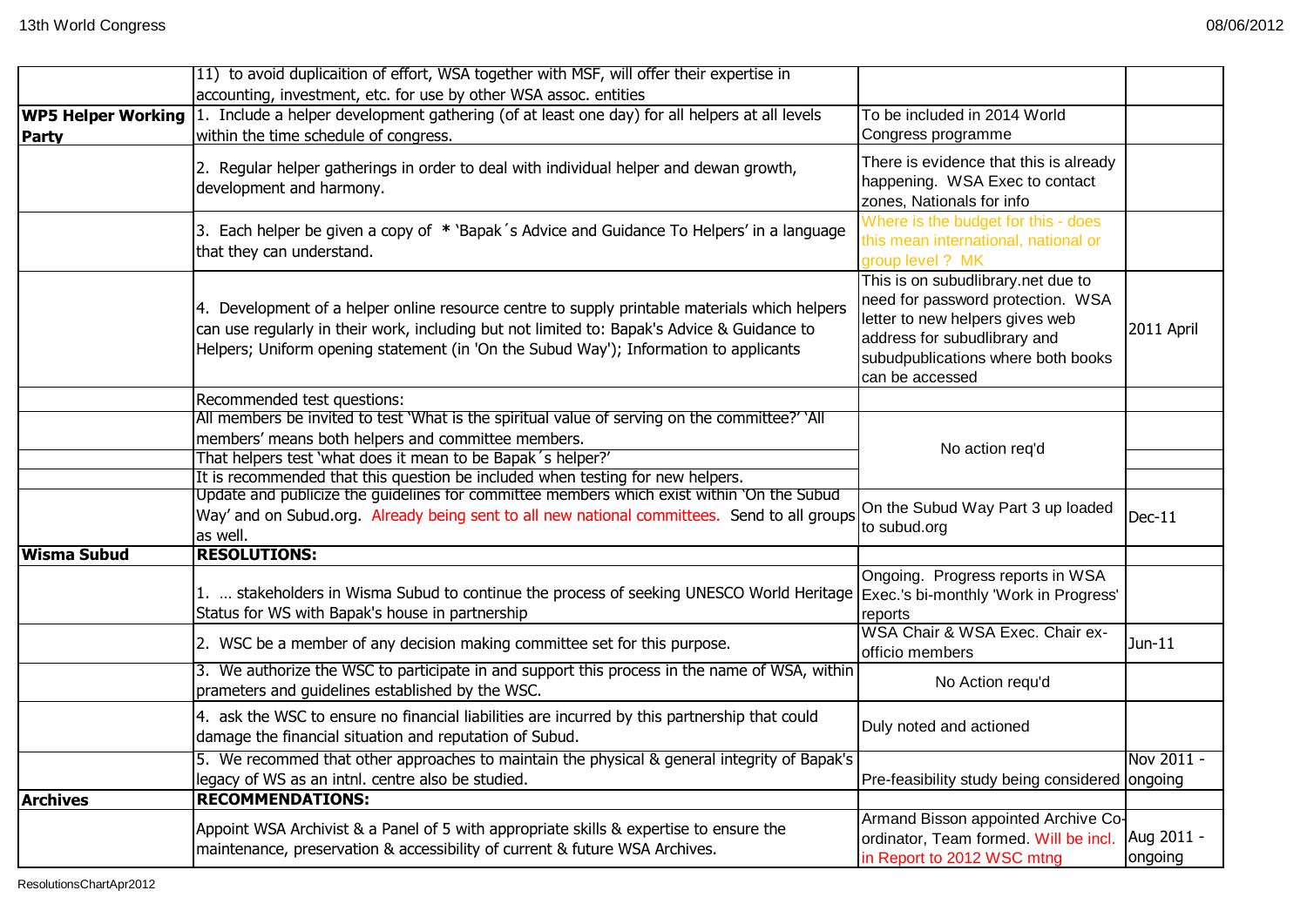| | | | |
|---|---|---|---|
| | 11) to avoid duplicaition of effort, WSA together with MSF, will offer their expertise in accounting, investment, etc. for use by other WSA assoc. entities | | |
| **WP5 Helper Working Party** | 1. Include a helper development gathering (of at least one day) for all helpers at all levels within the time schedule of congress. | To be included in 2014 World Congress programme | |
| | 2. Regular helper gatherings in order to deal with individual helper and dewan growth, development and harmony. | There is evidence that this is already happening. WSA Exec to contact zones, Nationals for info | |
| | 3. Each helper be given a copy of * 'Bapak´s Advice and Guidance To Helpers' in a language that they can understand. | Where is the budget for this - does this mean international, national or group level ? MK | |
| | 4. Development of a helper online resource centre to supply printable materials which helpers can use regularly in their work, including but not limited to: Bapak's Advice & Guidance to Helpers; Uniform opening statement (in 'On the Subud Way'); Information to applicants | This is on subudlibrary.net due to need for password protection. WSA letter to new helpers gives web address for subudlibrary and subudpublications where both books can be accessed | 2011 April |
| | Recommended test questions: | | |
| | All members be invited to test 'What is the spiritual value of serving on the committee?' 'All members' means both helpers and committee members. | No action req'd | |
| | That helpers test 'what does it mean to be Bapak´s helper?' | | |
| | It is recommended that this question be included when testing for new helpers. | | |
| | Update and publicize the guidelines for committee members which exist within 'On the Subud Way' and on Subud.org. Already being sent to all new national committees. Send to all groups as well. | On the Subud Way Part 3 up loaded to subud.org | Dec-11 |
| **Wisma Subud** | **RESOLUTIONS:** | | |
| | 1. … stakeholders in Wisma Subud to continue the process of seeking UNESCO World Heritage Status for WS with Bapak's house in partnership | Ongoing. Progress reports in WSA Exec.'s bi-monthly 'Work in Progress' reports | |
| | 2. WSC be a member of any decision making committee set for this purpose. | WSA Chair & WSA Exec. Chair ex-officio members | Jun-11 |
| | 3. We authorize the WSC to participate in and support this process in the name of WSA, within prameters and guidelines established by the WSC. | No Action requ'd | |
| | 4. ask the WSC to ensure no financial liabilities are incurred by this partnership that could damage the financial situation and reputation of Subud. | Duly noted and actioned | |
| | 5. We recommed that other approaches to maintain the physical & general integrity of Bapak's legacy of WS as an intnl. centre also be studied. | Pre-feasibility study being considered | Nov 2011 - ongoing |
| **Archives** | **RECOMMENDATIONS:** | | |
| | Appoint WSA Archivist & a Panel of 5 with appropriate skills & expertise to ensure the maintenance, preservation & accessibility of current & future WSA Archives. | Armand Bisson appointed Archive Co-ordinator, Team formed. Will be incl. in Report to 2012 WSC mtng | Aug 2011 - ongoing |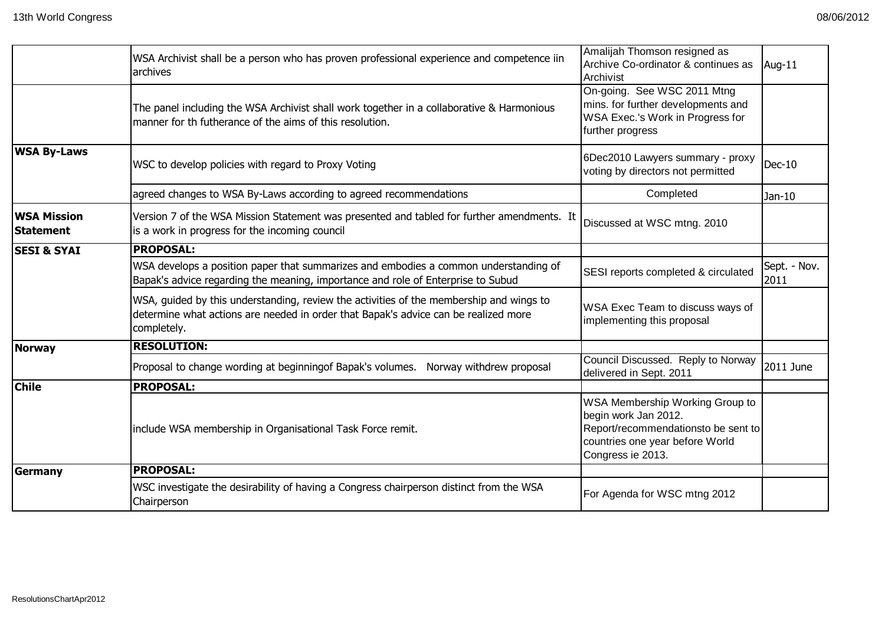| | | | |
|---|---|---|---|
| | WSA Archivist shall be a person who has proven professional experience and competence iin archives | Amalijah Thomson resigned as Archive Co-ordinator & continues as Archivist | Aug-11 |
| | The panel including the WSA Archivist shall work together in a collaborative & Harmonious manner for th futherance of the aims of this resolution. | On-going. See WSC 2011 Mtng mins. for further developments and WSA Exec.'s Work in Progress for further progress | |
| **WSA By-Laws** | WSC to develop policies with regard to Proxy Voting | 6Dec2010 Lawyers summary - proxy voting by directors not permitted | Dec-10 |
| | agreed changes to WSA By-Laws according to agreed recommendations | Completed | Jan-10 |
| **WSA Mission Statement** | Version 7 of the WSA Mission Statement was presented and tabled for further amendments. It is a work in progress for the incoming council | Discussed at WSC mtng. 2010 | |
| **SESI & SYAI** | **PROPOSAL:** | | |
| | WSA develops a position paper that summarizes and embodies a common understanding of Bapak's advice regarding the meaning, importance and role of Enterprise to Subud | SESI reports completed & circulated | Sept. - Nov. 2011 |
| | WSA, guided by this understanding, review the activities of the membership and wings to determine what actions are needed in order that Bapak's advice can be realized more completely. | WSA Exec Team to discuss ways of implementing this proposal | |
| **Norway** | **RESOLUTION:** | | |
| | Proposal to change wording at beginningof Bapak's volumes. Norway withdrew proposal | Council Discussed. Reply to Norway delivered in Sept. 2011 | 2011 June |
| **Chile** | **PROPOSAL:** | | |
| | include WSA membership in Organisational Task Force remit. | WSA Membership Working Group to begin work Jan 2012. Report/recommendationsto be sent to countries one year before World Congress ie 2013. | |
| **Germany** | **PROPOSAL:** | | |
| | WSC investigate the desirability of having a Congress chairperson distinct from the WSA Chairperson | For Agenda for WSC mtng 2012 | |